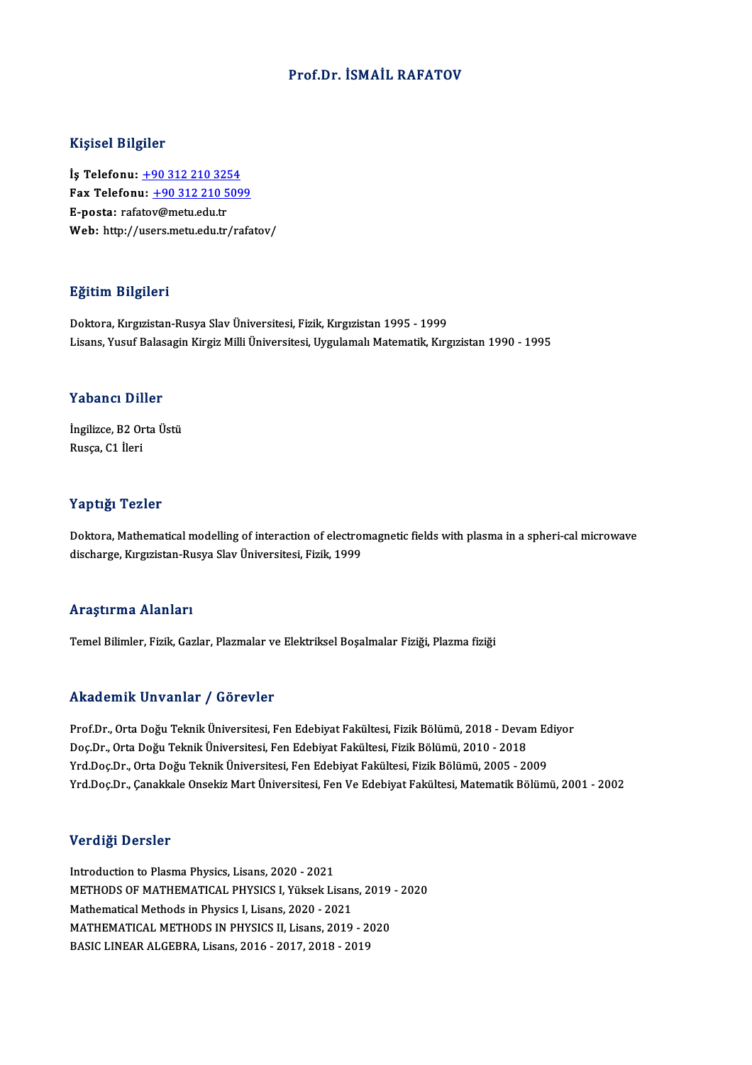# Prof.Dr. İSMAİL RAFATOV

## Kişisel Bilgiler

**İş Telefonu:** +90 312 210 3254
**Fax Telefonu:** +90 312 210 5099
**E-posta:** rafatov@metu.edu.tr
**Web:** http://users.metu.edu.tr/rafatov/

## Eğitim Bilgileri

Doktora, Kırgızistan-Rusya Slav Üniversitesi, Fizik, Kırgızistan 1995 - 1999
Lisans, Yusuf Balasagin Kirgiz Milli Üniversitesi, Uygulamalı Matematik, Kırgızistan 1990 - 1995

## Yabancı Diller

İngilizce, B2 Orta Üstü
Rusça, C1 İleri

## Yaptığı Tezler

Doktora, Mathematical modelling of interaction of electromagnetic fields with plasma in a spheri-cal microwave discharge, Kırgızistan-Rusya Slav Üniversitesi, Fizik, 1999

## Araştırma Alanları

Temel Bilimler, Fizik, Gazlar, Plazmalar ve Elektriksel Boşalmalar Fiziği, Plazma fiziği

## Akademik Unvanlar / Görevler

Prof.Dr., Orta Doğu Teknik Üniversitesi, Fen Edebiyat Fakültesi, Fizik Bölümü, 2018 - Devam Ediyor
Doç.Dr., Orta Doğu Teknik Üniversitesi, Fen Edebiyat Fakültesi, Fizik Bölümü, 2010 - 2018
Yrd.Doç.Dr., Orta Doğu Teknik Üniversitesi, Fen Edebiyat Fakültesi, Fizik Bölümü, 2005 - 2009
Yrd.Doç.Dr., Çanakkale Onsekiz Mart Üniversitesi, Fen Ve Edebiyat Fakültesi, Matematik Bölümü, 2001 - 2002

## Verdiği Dersler

Introduction to Plasma Physics, Lisans, 2020 - 2021
METHODS OF MATHEMATICAL PHYSICS I, Yüksek Lisans, 2019 - 2020
Mathematical Methods in Physics I, Lisans, 2020 - 2021
MATHEMATICAL METHODS IN PHYSICS II, Lisans, 2019 - 2020
BASIC LINEAR ALGEBRA, Lisans, 2016 - 2017, 2018 - 2019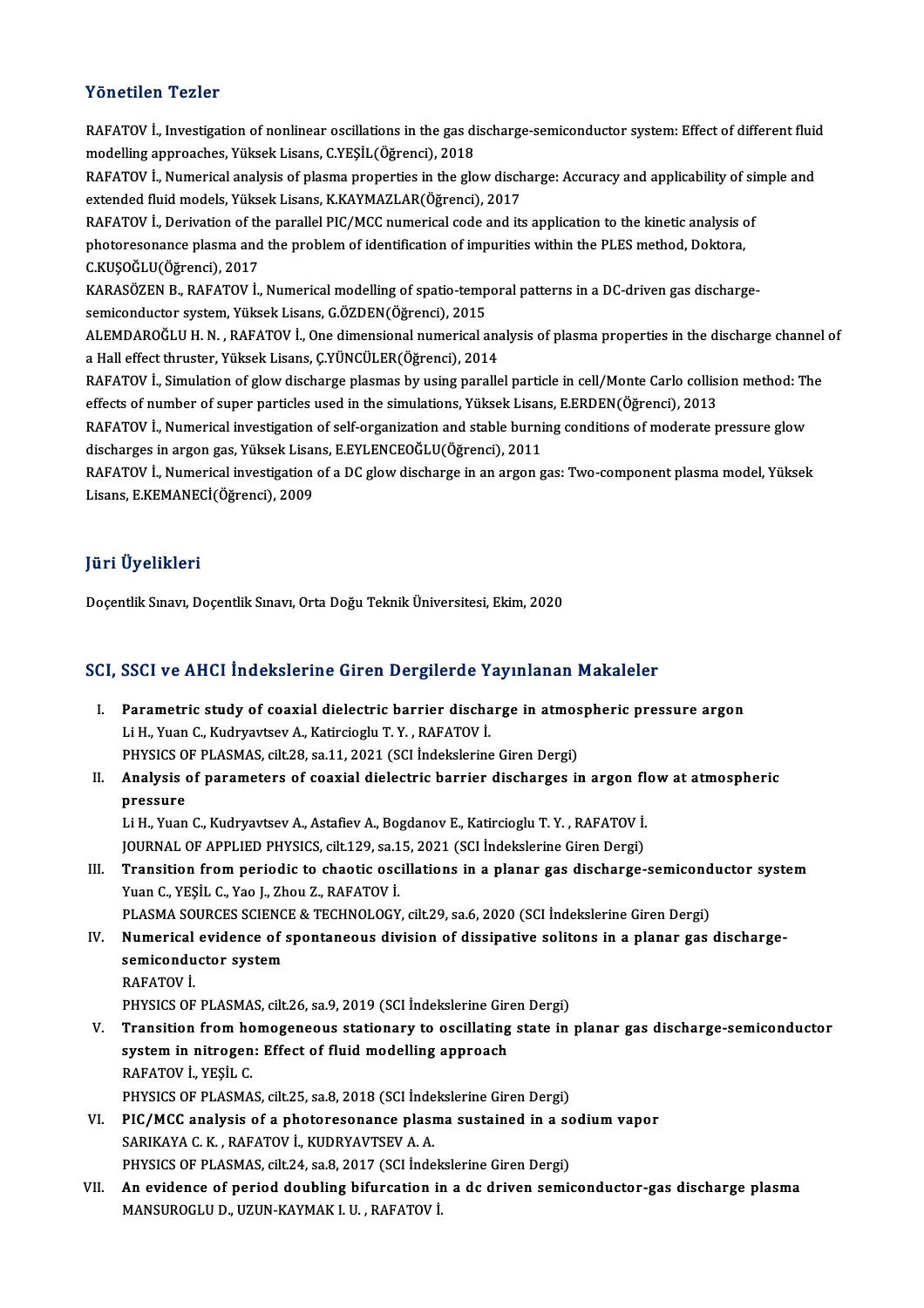## Yönetilen Tezler

RAFATOV İ., Investigation of nonlinear oscillations in the gas discharge-semiconductor system: Effect of different fluid modelling approaches, Yüksek Lisans, C.YEŞİL(Öğrenci), 2018

RAFATOV İ., Numerical analysis of plasma properties in the glow discharge: Accuracy and applicability of simple and extended fluid models, Yüksek Lisans, K.KAYMAZLAR(Öğrenci), 2017

RAFATOV İ., Derivation of the parallel PIC/MCC numerical code and its application to the kinetic analysis of photoresonance plasma and the problem of identification of impurities within the PLES method, Doktora, C.KUŞOĞLU(Öğrenci), 2017

KARASÖZEN B., RAFATOV İ., Numerical modelling of spatio-temporal patterns in a DC-driven gas discharge-semiconductor system, Yüksek Lisans, G.ÖZDEN(Öğrenci), 2015

ALEMDAROĞLU H. N. , RAFATOV İ., One dimensional numerical analysis of plasma properties in the discharge channel of a Hall effect thruster, Yüksek Lisans, Ç.YÜNCÜLER(Öğrenci), 2014

RAFATOV İ., Simulation of glow discharge plasmas by using parallel particle in cell/Monte Carlo collision method: The effects of number of super particles used in the simulations, Yüksek Lisans, E.ERDEN(Öğrenci), 2013

RAFATOV İ., Numerical investigation of self-organization and stable burning conditions of moderate pressure glow discharges in argon gas, Yüksek Lisans, E.EYLENCEOĞLU(Öğrenci), 2011

RAFATOV İ., Numerical investigation of a DC glow discharge in an argon gas: Two-component plasma model, Yüksek Lisans, E.KEMANECİ(Öğrenci), 2009

## Jüri Üyelikleri

Doçentlik Sınavı, Doçentlik Sınavı, Orta Doğu Teknik Üniversitesi, Ekim, 2020

## SCI, SSCI ve AHCI İndekslerine Giren Dergilerde Yayınlanan Makaleler

I. **Parametric study of coaxial dielectric barrier discharge in atmospheric pressure argon**
   Li H., Yuan C., Kudryavtsev A., Katircioglu T. Y. , RAFATOV İ.
   PHYSICS OF PLASMAS, cilt.28, sa.11, 2021 (SCI İndekslerine Giren Dergi)

II. **Analysis of parameters of coaxial dielectric barrier discharges in argon flow at atmospheric pressure**
   Li H., Yuan C., Kudryavtsev A., Astafiev A., Bogdanov E., Katircioglu T. Y. , RAFATOV İ.
   JOURNAL OF APPLIED PHYSICS, cilt.129, sa.15, 2021 (SCI İndekslerine Giren Dergi)

III. **Transition from periodic to chaotic oscillations in a planar gas discharge-semiconductor system**
   Yuan C., YEŞİL C., Yao J., Zhou Z., RAFATOV İ.
   PLASMA SOURCES SCIENCE & TECHNOLOGY, cilt.29, sa.6, 2020 (SCI İndekslerine Giren Dergi)

IV. **Numerical evidence of spontaneous division of dissipative solitons in a planar gas discharge-semiconductor system**
   RAFATOV İ.
   PHYSICS OF PLASMAS, cilt.26, sa.9, 2019 (SCI İndekslerine Giren Dergi)

V. **Transition from homogeneous stationary to oscillating state in planar gas discharge-semiconductor system in nitrogen: Effect of fluid modelling approach**
   RAFATOV İ., YEŞİL C.
   PHYSICS OF PLASMAS, cilt.25, sa.8, 2018 (SCI İndekslerine Giren Dergi)

VI. **PIC/MCC analysis of a photoresonance plasma sustained in a sodium vapor**
   SARIKAYA C. K. , RAFATOV İ., KUDRYAVTSEV A. A.
   PHYSICS OF PLASMAS, cilt.24, sa.8, 2017 (SCI İndekslerine Giren Dergi)

VII. **An evidence of period doubling bifurcation in a dc driven semiconductor-gas discharge plasma**
   MANSUROGLU D., UZUN-KAYMAK I. U. , RAFATOV İ.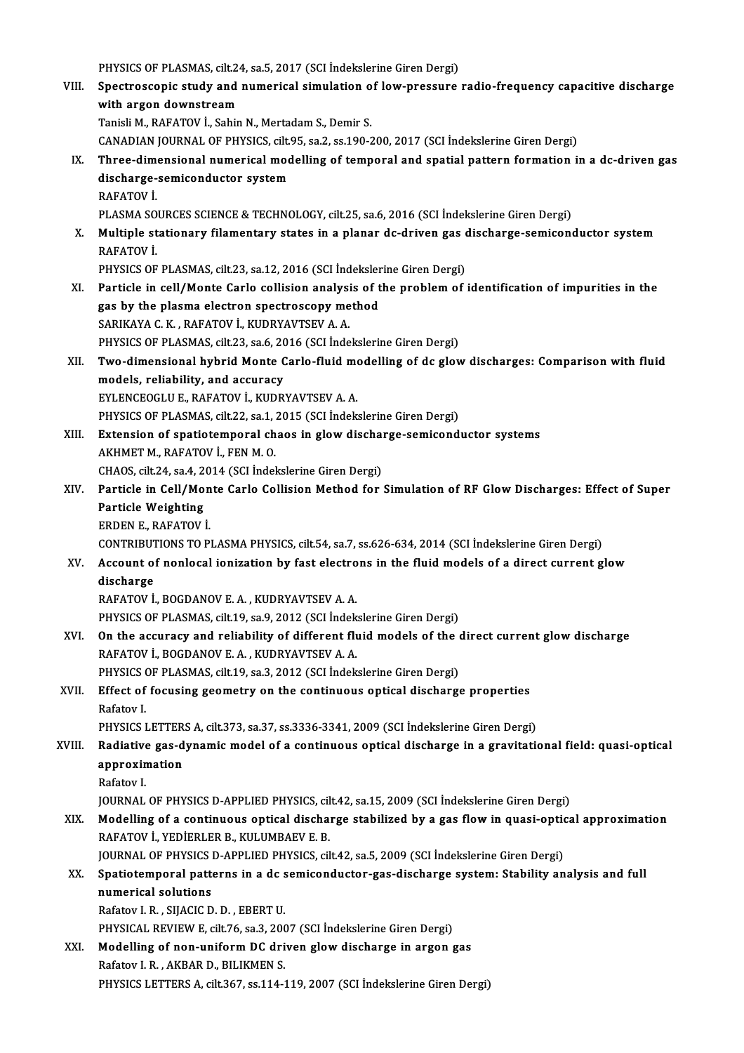PHYSICS OF PLASMAS, cilt.24, sa.5, 2017 (SCI İndekslerine Giren Dergi)

VIII. **Spectroscopic study and numerical simulation of low-pressure radio-frequency capacitive discharge with argon downstream**
Tanisli M., RAFATOV İ., Sahin N., Mertadam S., Demir S.
CANADIAN JOURNAL OF PHYSICS, cilt.95, sa.2, ss.190-200, 2017 (SCI İndekslerine Giren Dergi)

IX. **Three-dimensional numerical modelling of temporal and spatial pattern formation in a dc-driven gas discharge-semiconductor system**
RAFATOV İ.
PLASMA SOURCES SCIENCE & TECHNOLOGY, cilt.25, sa.6, 2016 (SCI İndekslerine Giren Dergi)

X. **Multiple stationary filamentary states in a planar dc-driven gas discharge-semiconductor system**
RAFATOV İ.
PHYSICS OF PLASMAS, cilt.23, sa.12, 2016 (SCI İndekslerine Giren Dergi)

XI. **Particle in cell/Monte Carlo collision analysis of the problem of identification of impurities in the gas by the plasma electron spectroscopy method**
SARIKAYA C. K. , RAFATOV İ., KUDRYAVTSEV A. A.
PHYSICS OF PLASMAS, cilt.23, sa.6, 2016 (SCI İndekslerine Giren Dergi)

XII. **Two-dimensional hybrid Monte Carlo-fluid modelling of dc glow discharges: Comparison with fluid models, reliability, and accuracy**
EYLENCEOGLU E., RAFATOV İ., KUDRYAVTSEV A. A.
PHYSICS OF PLASMAS, cilt.22, sa.1, 2015 (SCI İndekslerine Giren Dergi)

XIII. **Extension of spatiotemporal chaos in glow discharge-semiconductor systems**
AKHMET M., RAFATOV İ., FEN M. O.
CHAOS, cilt.24, sa.4, 2014 (SCI İndekslerine Giren Dergi)

XIV. **Particle in Cell/Monte Carlo Collision Method for Simulation of RF Glow Discharges: Effect of Super Particle Weighting**
ERDEN E., RAFATOV İ.
CONTRIBUTIONS TO PLASMA PHYSICS, cilt.54, sa.7, ss.626-634, 2014 (SCI İndekslerine Giren Dergi)

XV. **Account of nonlocal ionization by fast electrons in the fluid models of a direct current glow discharge**
RAFATOV İ., BOGDANOV E. A. , KUDRYAVTSEV A. A.
PHYSICS OF PLASMAS, cilt.19, sa.9, 2012 (SCI İndekslerine Giren Dergi)

XVI. **On the accuracy and reliability of different fluid models of the direct current glow discharge**
RAFATOV İ., BOGDANOV E. A. , KUDRYAVTSEV A. A.
PHYSICS OF PLASMAS, cilt.19, sa.3, 2012 (SCI İndekslerine Giren Dergi)

XVII. **Effect of focusing geometry on the continuous optical discharge properties**
Rafatov I.
PHYSICS LETTERS A, cilt.373, sa.37, ss.3336-3341, 2009 (SCI İndekslerine Giren Dergi)

XVIII. **Radiative gas-dynamic model of a continuous optical discharge in a gravitational field: quasi-optical approximation**
Rafatov I.
JOURNAL OF PHYSICS D-APPLIED PHYSICS, cilt.42, sa.15, 2009 (SCI İndekslerine Giren Dergi)

XIX. **Modelling of a continuous optical discharge stabilized by a gas flow in quasi-optical approximation**
RAFATOV İ., YEDİERLER B., KULUMBAEV E. B.
JOURNAL OF PHYSICS D-APPLIED PHYSICS, cilt.42, sa.5, 2009 (SCI İndekslerine Giren Dergi)

XX. **Spatiotemporal patterns in a dc semiconductor-gas-discharge system: Stability analysis and full numerical solutions**
Rafatov I. R. , SIJACIC D. D. , EBERT U.
PHYSICAL REVIEW E, cilt.76, sa.3, 2007 (SCI İndekslerine Giren Dergi)

XXI. **Modelling of non-uniform DC driven glow discharge in argon gas**
Rafatov I. R. , AKBAR D., BILIKMEN S.
PHYSICS LETTERS A, cilt.367, ss.114-119, 2007 (SCI İndekslerine Giren Dergi)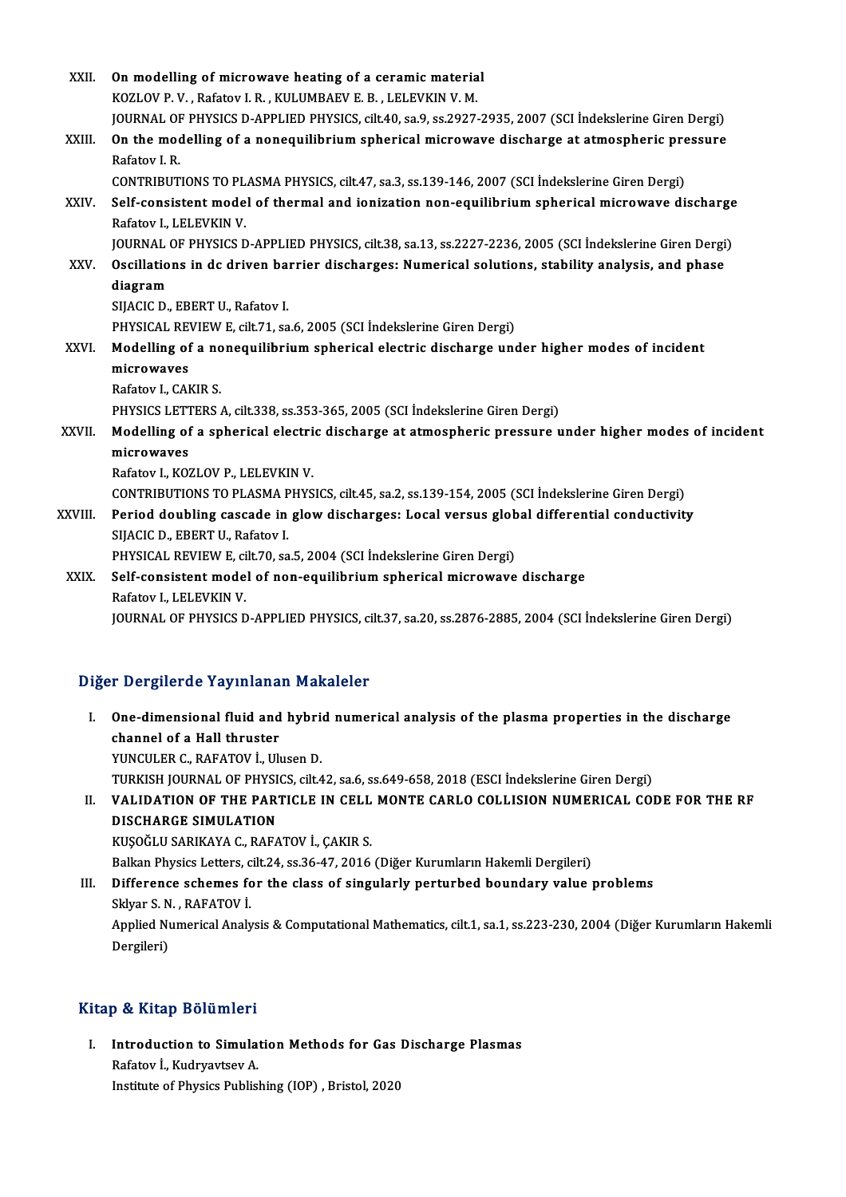XXII. **On modelling of microwave heating of a ceramic material**
KOZLOV P. V. , Rafatov I. R. , KULUMBAEV E. B. , LELEVKIN V. M.
JOURNAL OF PHYSICS D-APPLIED PHYSICS, cilt.40, sa.9, ss.2927-2935, 2007 (SCI İndekslerine Giren Dergi)

XXIII. **On the modelling of a nonequilibrium spherical microwave discharge at atmospheric pressure**
Rafatov I. R.
CONTRIBUTIONS TO PLASMA PHYSICS, cilt.47, sa.3, ss.139-146, 2007 (SCI İndekslerine Giren Dergi)

XXIV. **Self-consistent model of thermal and ionization non-equilibrium spherical microwave discharge**
Rafatov I., LELEVKIN V.
JOURNAL OF PHYSICS D-APPLIED PHYSICS, cilt.38, sa.13, ss.2227-2236, 2005 (SCI İndekslerine Giren Dergi)

XXV. **Oscillations in dc driven barrier discharges: Numerical solutions, stability analysis, and phase diagram**
SIJACIC D., EBERT U., Rafatov I.
PHYSICAL REVIEW E, cilt.71, sa.6, 2005 (SCI İndekslerine Giren Dergi)

XXVI. **Modelling of a nonequilibrium spherical electric discharge under higher modes of incident microwaves**
Rafatov I., CAKIR S.
PHYSICS LETTERS A, cilt.338, ss.353-365, 2005 (SCI İndekslerine Giren Dergi)

XXVII. **Modelling of a spherical electric discharge at atmospheric pressure under higher modes of incident microwaves**
Rafatov I., KOZLOV P., LELEVKIN V.
CONTRIBUTIONS TO PLASMA PHYSICS, cilt.45, sa.2, ss.139-154, 2005 (SCI İndekslerine Giren Dergi)

XXVIII. **Period doubling cascade in glow discharges: Local versus global differential conductivity**
SIJACIC D., EBERT U., Rafatov I.
PHYSICAL REVIEW E, cilt.70, sa.5, 2004 (SCI İndekslerine Giren Dergi)

XXIX. **Self-consistent model of non-equilibrium spherical microwave discharge**
Rafatov I., LELEVKIN V.
JOURNAL OF PHYSICS D-APPLIED PHYSICS, cilt.37, sa.20, ss.2876-2885, 2004 (SCI İndekslerine Giren Dergi)

## Diğer Dergilerde Yayınlanan Makaleler

I. **One-dimensional fluid and hybrid numerical analysis of the plasma properties in the discharge channel of a Hall thruster**
YUNCULER C., RAFATOV İ., Ulusen D.
TURKISH JOURNAL OF PHYSICS, cilt.42, sa.6, ss.649-658, 2018 (ESCI İndekslerine Giren Dergi)

II. **VALIDATION OF THE PARTICLE IN CELL MONTE CARLO COLLISION NUMERICAL CODE FOR THE RF DISCHARGE SIMULATION**
KUŞOĞLU SARIKAYA C., RAFATOV İ., ÇAKIR S.
Balkan Physics Letters, cilt.24, ss.36-47, 2016 (Diğer Kurumların Hakemli Dergileri)

III. **Difference schemes for the class of singularly perturbed boundary value problems**
Sklyar S. N. , RAFATOV İ.
Applied Numerical Analysis & Computational Mathematics, cilt.1, sa.1, ss.223-230, 2004 (Diğer Kurumların Hakemli Dergileri)

## Kitap & Kitap Bölümleri

I. **Introduction to Simulation Methods for Gas Discharge Plasmas**
Rafatov İ., Kudryavtsev A.
Institute of Physics Publishing (IOP) , Bristol, 2020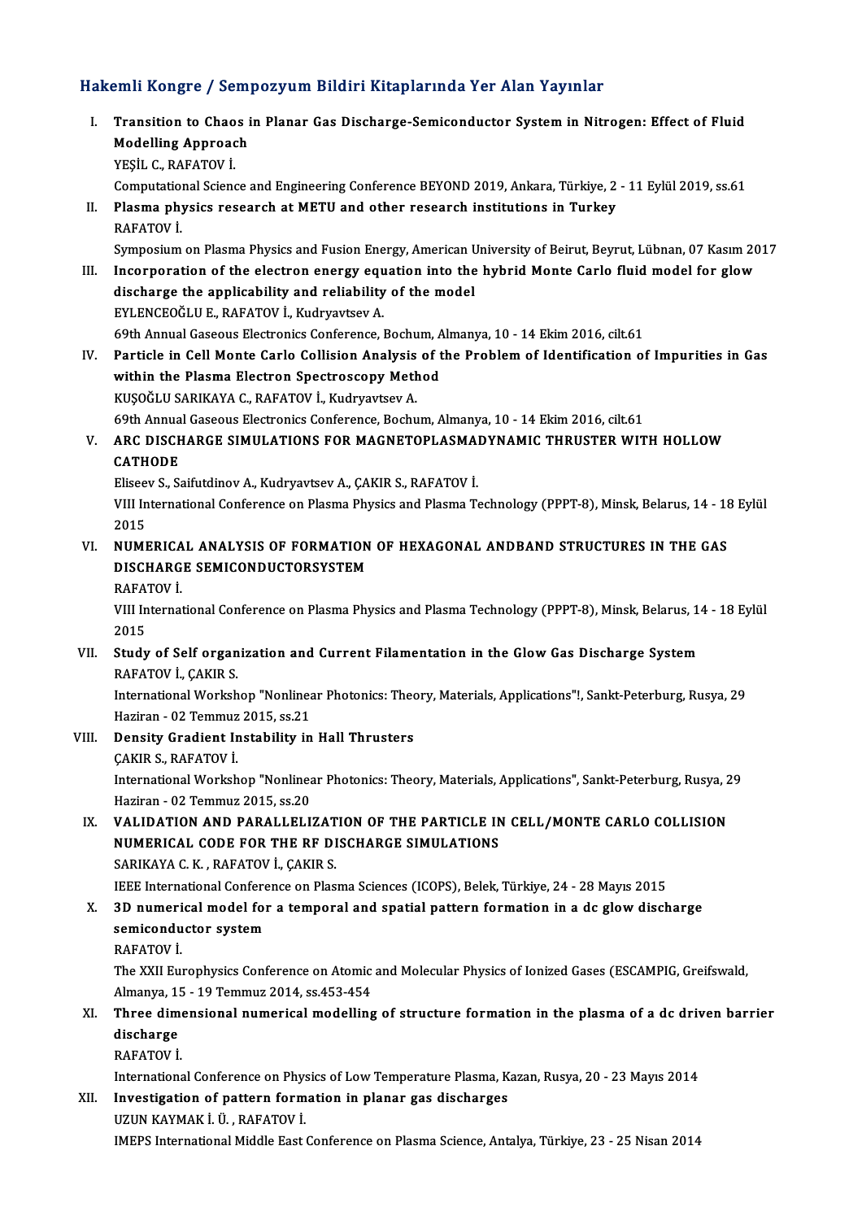## Hakemli Kongre / Sempozyum Bildiri Kitaplarında Yer Alan Yayınlar

I. **Transition to Chaos in Planar Gas Discharge-Semiconductor System in Nitrogen: Effect of Fluid Modelling Approach**
YEŞİL C., RAFATOV İ.
Computational Science and Engineering Conference BEYOND 2019, Ankara, Türkiye, 2 - 11 Eylül 2019, ss.61

II. **Plasma physics research at METU and other research institutions in Turkey**
RAFATOV İ.
Symposium on Plasma Physics and Fusion Energy, American University of Beirut, Beyrut, Lübnan, 07 Kasım 2017

III. **Incorporation of the electron energy equation into the hybrid Monte Carlo fluid model for glow discharge the applicability and reliability of the model**
EYLENCEOĞLU E., RAFATOV İ., Kudryavtsev A.
69th Annual Gaseous Electronics Conference, Bochum, Almanya, 10 - 14 Ekim 2016, cilt.61

IV. **Particle in Cell Monte Carlo Collision Analysis of the Problem of Identification of Impurities in Gas within the Plasma Electron Spectroscopy Method**
KUŞOĞLU SARIKAYA C., RAFATOV İ., Kudryavtsev A.
69th Annual Gaseous Electronics Conference, Bochum, Almanya, 10 - 14 Ekim 2016, cilt.61

V. **ARC DISCHARGE SIMULATIONS FOR MAGNETOPLASMADYNAMIC THRUSTER WITH HOLLOW CATHODE**
Eliseev S., Saifutdinov A., Kudryavtsev A., ÇAKIR S., RAFATOV İ.
VIII International Conference on Plasma Physics and Plasma Technology (PPPT-8), Minsk, Belarus, 14 - 18 Eylül 2015

VI. **NUMERICAL ANALYSIS OF FORMATION OF HEXAGONAL ANDBAND STRUCTURES IN THE GAS DISCHARGE SEMICONDUCTORSYSTEM**
RAFATOV İ.
VIII International Conference on Plasma Physics and Plasma Technology (PPPT-8), Minsk, Belarus, 14 - 18 Eylül 2015

VII. **Study of Self organization and Current Filamentation in the Glow Gas Discharge System**
RAFATOV İ., ÇAKIR S.
International Workshop "Nonlinear Photonics: Theory, Materials, Applications"!, Sankt-Peterburg, Rusya, 29 Haziran - 02 Temmuz 2015, ss.21

VIII. **Density Gradient Instability in Hall Thrusters**
ÇAKIR S., RAFATOV İ.
International Workshop "Nonlinear Photonics: Theory, Materials, Applications", Sankt-Peterburg, Rusya, 29 Haziran - 02 Temmuz 2015, ss.20

IX. **VALIDATION AND PARALLELIZATION OF THE PARTICLE IN CELL/MONTE CARLO COLLISION NUMERICAL CODE FOR THE RF DISCHARGE SIMULATIONS**
SARIKAYA C. K. , RAFATOV İ., ÇAKIR S.
IEEE International Conference on Plasma Sciences (ICOPS), Belek, Türkiye, 24 - 28 Mayıs 2015

X. **3D numerical model for a temporal and spatial pattern formation in a dc glow discharge semiconductor system**
RAFATOV İ.
The XXII Europhysics Conference on Atomic and Molecular Physics of Ionized Gases (ESCAMPIG, Greifswald, Almanya, 15 - 19 Temmuz 2014, ss.453-454

XI. **Three dimensional numerical modelling of structure formation in the plasma of a dc driven barrier discharge**
RAFATOV İ.
International Conference on Physics of Low Temperature Plasma, Kazan, Rusya, 20 - 23 Mayıs 2014

XII. **Investigation of pattern formation in planar gas discharges**
UZUN KAYMAK İ. Ü. , RAFATOV İ.
IMEPS International Middle East Conference on Plasma Science, Antalya, Türkiye, 23 - 25 Nisan 2014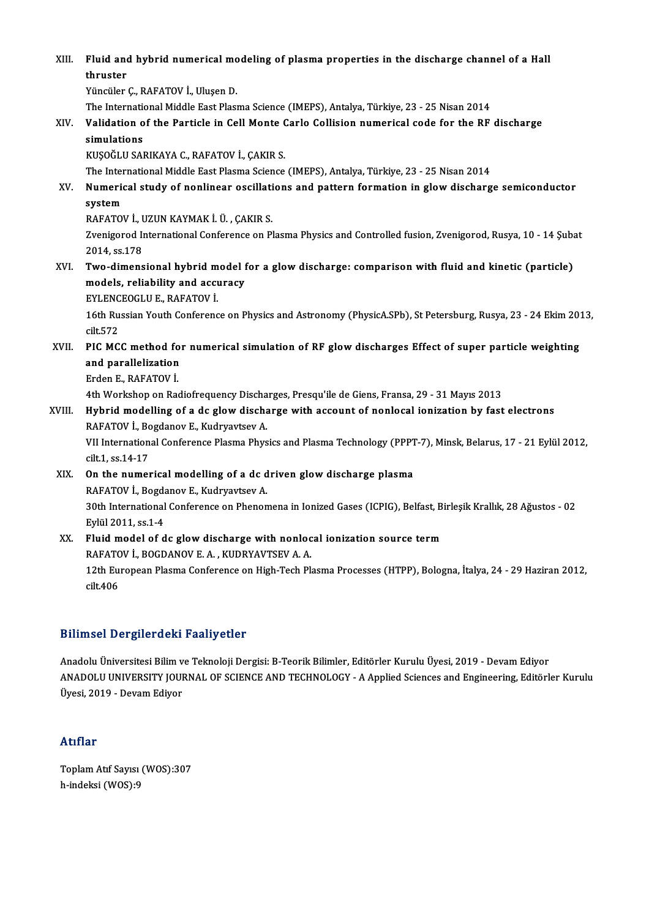XIII. **Fluid and hybrid numerical modeling of plasma properties in the discharge channel of a Hall thruster**
Yüncüler Ç., RAFATOV İ., Uluşen D.
The International Middle East Plasma Science (IMEPS), Antalya, Türkiye, 23 - 25 Nisan 2014

XIV. **Validation of the Particle in Cell Monte Carlo Collision numerical code for the RF discharge simulations**
KUŞOĞLU SARIKAYA C., RAFATOV İ., ÇAKIR S.
The International Middle East Plasma Science (IMEPS), Antalya, Türkiye, 23 - 25 Nisan 2014

XV. **Numerical study of nonlinear oscillations and pattern formation in glow discharge semiconductor system**
RAFATOV İ., UZUN KAYMAK İ. Ü. , ÇAKIR S.
Zvenigorod International Conference on Plasma Physics and Controlled fusion, Zvenigorod, Rusya, 10 - 14 Şubat 2014, ss.178

XVI. **Two-dimensional hybrid model for a glow discharge: comparison with fluid and kinetic (particle) models, reliability and accuracy**
EYLENCEOGLU E., RAFATOV İ.
16th Russian Youth Conference on Physics and Astronomy (PhysicA.SPb), St Petersburg, Rusya, 23 - 24 Ekim 2013, cilt.572

XVII. **PIC MCC method for numerical simulation of RF glow discharges Effect of super particle weighting and parallelization**
Erden E., RAFATOV İ.
4th Workshop on Radiofrequency Discharges, Presqu'ile de Giens, Fransa, 29 - 31 Mayıs 2013

XVIII. **Hybrid modelling of a dc glow discharge with account of nonlocal ionization by fast electrons**
RAFATOV İ., Bogdanov E., Kudryavtsev A.
VII International Conference Plasma Physics and Plasma Technology (PPPT-7), Minsk, Belarus, 17 - 21 Eylül 2012, cilt.1, ss.14-17

XIX. **On the numerical modelling of a dc driven glow discharge plasma**
RAFATOV İ., Bogdanov E., Kudryavtsev A.
30th International Conference on Phenomena in Ionized Gases (ICPIG), Belfast, Birleşik Krallık, 28 Ağustos - 02 Eylül 2011, ss.1-4

XX. **Fluid model of dc glow discharge with nonlocal ionization source term**
RAFATOV İ., BOGDANOV E. A. , KUDRYAVTSEV A. A.
12th European Plasma Conference on High-Tech Plasma Processes (HTPP), Bologna, İtalya, 24 - 29 Haziran 2012, cilt.406

## Bilimsel Dergilerdeki Faaliyetler

Anadolu Üniversitesi Bilim ve Teknoloji Dergisi: B-Teorik Bilimler, Editörler Kurulu Üyesi, 2019 - Devam Ediyor
ANADOLU UNIVERSITY JOURNAL OF SCIENCE AND TECHNOLOGY - A Applied Sciences and Engineering, Editörler Kurulu Üyesi, 2019 - Devam Ediyor

## Atıflar

Toplam Atıf Sayısı (WOS):307
h-indeksi (WOS):9